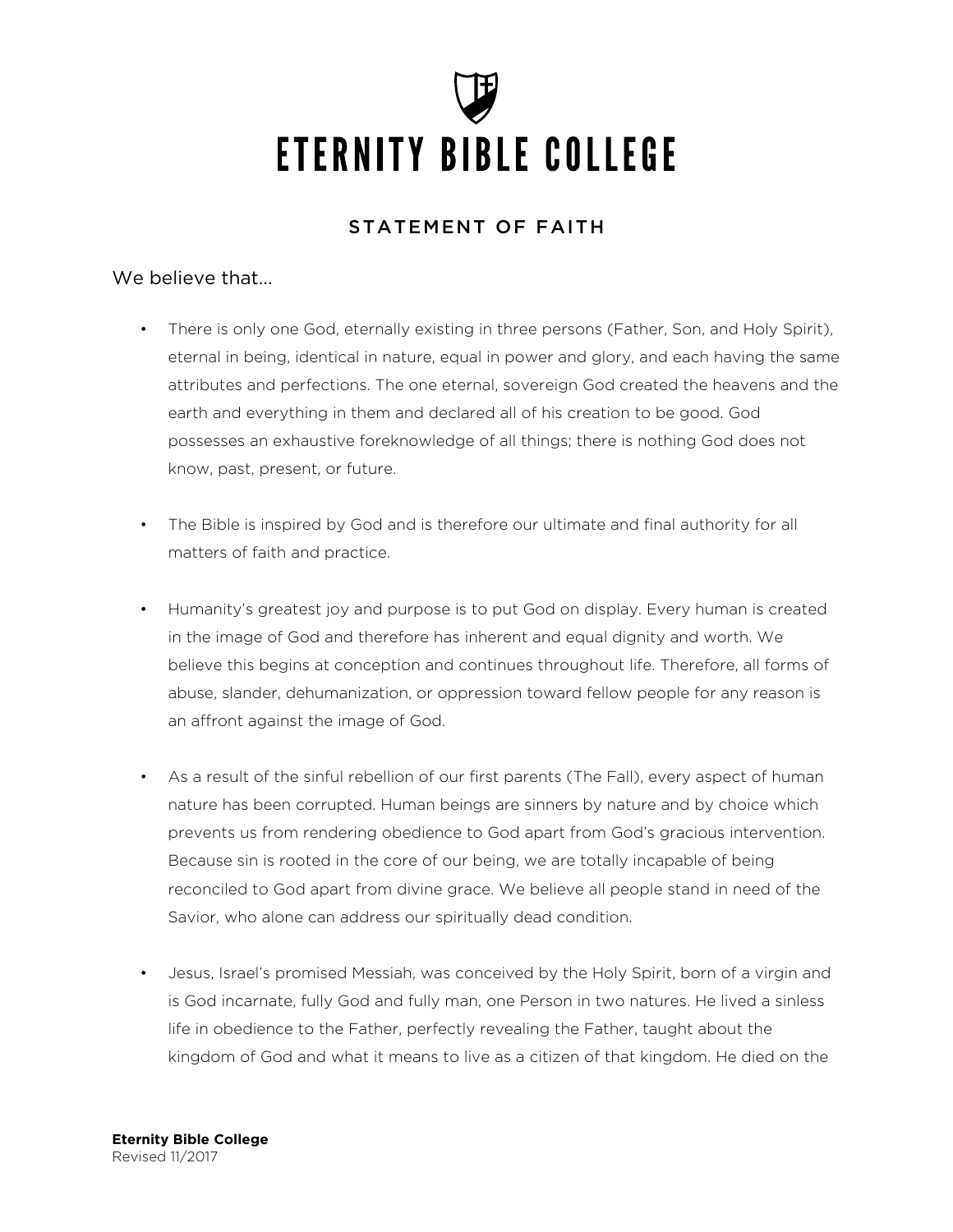# ETERNITY BIBLE COLLEGE

## STATEMENT OF FAITH

We believe that...

- There is only one God, eternally existing in three persons (Father, Son, and Holy Spirit), eternal in being, identical in nature, equal in power and glory, and each having the same attributes and perfections. The one eternal, sovereign God created the heavens and the earth and everything in them and declared all of his creation to be good. God possesses an exhaustive foreknowledge of all things; there is nothing God does not know, past, present, or future.

- The Bible is inspired by God and is therefore our ultimate and final authority for all matters of faith and practice.

- Humanity's greatest joy and purpose is to put God on display. Every human is created in the image of God and therefore has inherent and equal dignity and worth. We believe this begins at conception and continues throughout life. Therefore, all forms of abuse, slander, dehumanization, or oppression toward fellow people for any reason is an affront against the image of God.

- As a result of the sinful rebellion of our first parents (The Fall), every aspect of human nature has been corrupted. Human beings are sinners by nature and by choice which prevents us from rendering obedience to God apart from God's gracious intervention. Because sin is rooted in the core of our being, we are totally incapable of being reconciled to God apart from divine grace. We believe all people stand in need of the Savior, who alone can address our spiritually dead condition.

- Jesus, Israel's promised Messiah, was conceived by the Holy Spirit, born of a virgin and is God incarnate, fully God and fully man, one Person in two natures. He lived a sinless life in obedience to the Father, perfectly revealing the Father, taught about the kingdom of God and what it means to live as a citizen of that kingdom. He died on the

**Eternity Bible College**
Revised 11/2017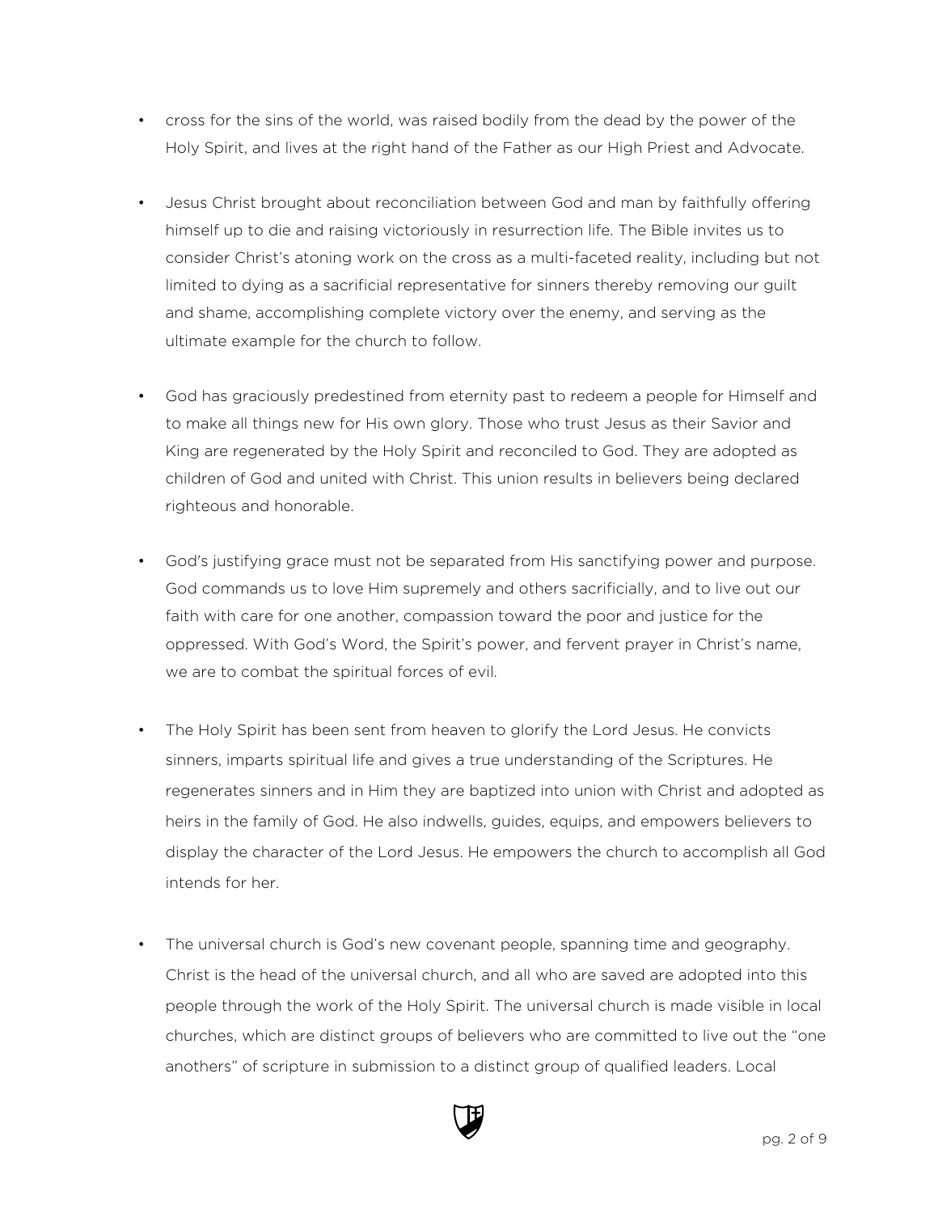- cross for the sins of the world, was raised bodily from the dead by the power of the Holy Spirit, and lives at the right hand of the Father as our High Priest and Advocate.

- Jesus Christ brought about reconciliation between God and man by faithfully offering himself up to die and raising victoriously in resurrection life. The Bible invites us to consider Christ's atoning work on the cross as a multi-faceted reality, including but not limited to dying as a sacrificial representative for sinners thereby removing our guilt and shame, accomplishing complete victory over the enemy, and serving as the ultimate example for the church to follow.

- God has graciously predestined from eternity past to redeem a people for Himself and to make all things new for His own glory. Those who trust Jesus as their Savior and King are regenerated by the Holy Spirit and reconciled to God. They are adopted as children of God and united with Christ. This union results in believers being declared righteous and honorable.

- God's justifying grace must not be separated from His sanctifying power and purpose. God commands us to love Him supremely and others sacrificially, and to live out our faith with care for one another, compassion toward the poor and justice for the oppressed. With God's Word, the Spirit's power, and fervent prayer in Christ's name, we are to combat the spiritual forces of evil.

- The Holy Spirit has been sent from heaven to glorify the Lord Jesus. He convicts sinners, imparts spiritual life and gives a true understanding of the Scriptures. He regenerates sinners and in Him they are baptized into union with Christ and adopted as heirs in the family of God. He also indwells, guides, equips, and empowers believers to display the character of the Lord Jesus. He empowers the church to accomplish all God intends for her.

- The universal church is God's new covenant people, spanning time and geography. Christ is the head of the universal church, and all who are saved are adopted into this people through the work of the Holy Spirit. The universal church is made visible in local churches, which are distinct groups of believers who are committed to live out the "one anothers" of scripture in submission to a distinct group of qualified leaders. Local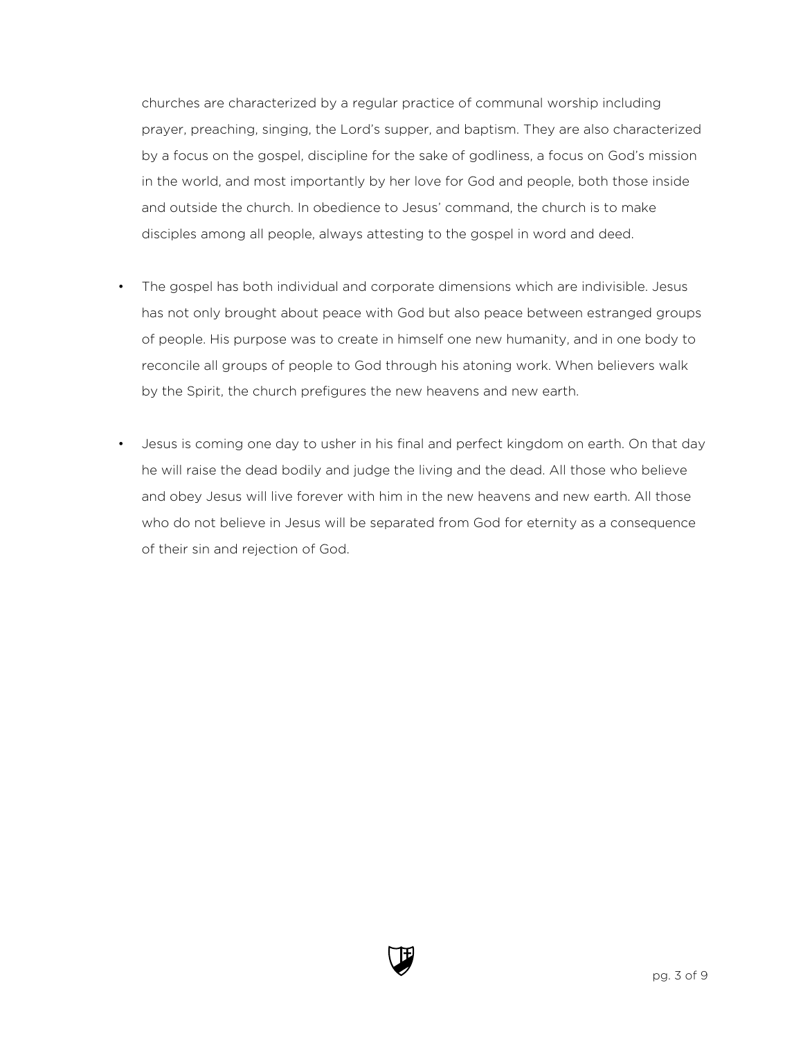churches are characterized by a regular practice of communal worship including prayer, preaching, singing, the Lord's supper, and baptism. They are also characterized by a focus on the gospel, discipline for the sake of godliness, a focus on God's mission in the world, and most importantly by her love for God and people, both those inside and outside the church. In obedience to Jesus' command, the church is to make disciples among all people, always attesting to the gospel in word and deed.

- The gospel has both individual and corporate dimensions which are indivisible. Jesus has not only brought about peace with God but also peace between estranged groups of people. His purpose was to create in himself one new humanity, and in one body to reconcile all groups of people to God through his atoning work. When believers walk by the Spirit, the church prefigures the new heavens and new earth.

- Jesus is coming one day to usher in his final and perfect kingdom on earth. On that day he will raise the dead bodily and judge the living and the dead. All those who believe and obey Jesus will live forever with him in the new heavens and new earth. All those who do not believe in Jesus will be separated from God for eternity as a consequence of their sin and rejection of God.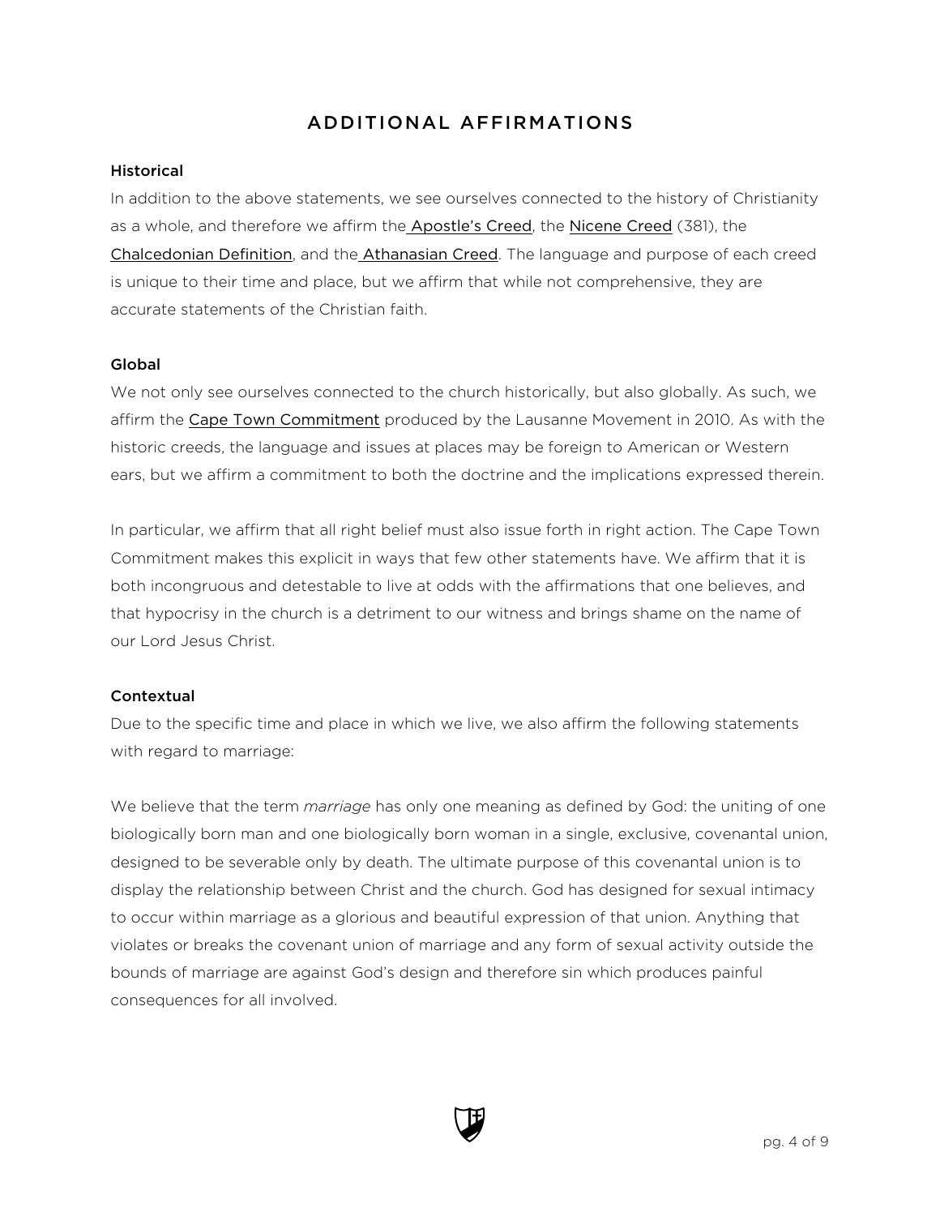## ADDITIONAL AFFIRMATIONS

### Historical

In addition to the above statements, we see ourselves connected to the history of Christianity as a whole, and therefore we affirm the Apostle's Creed, the Nicene Creed (381), the Chalcedonian Definition, and the Athanasian Creed. The language and purpose of each creed is unique to their time and place, but we affirm that while not comprehensive, they are accurate statements of the Christian faith.

### Global

We not only see ourselves connected to the church historically, but also globally. As such, we affirm the Cape Town Commitment produced by the Lausanne Movement in 2010. As with the historic creeds, the language and issues at places may be foreign to American or Western ears, but we affirm a commitment to both the doctrine and the implications expressed therein.

In particular, we affirm that all right belief must also issue forth in right action. The Cape Town Commitment makes this explicit in ways that few other statements have. We affirm that it is both incongruous and detestable to live at odds with the affirmations that one believes, and that hypocrisy in the church is a detriment to our witness and brings shame on the name of our Lord Jesus Christ.

### Contextual

Due to the specific time and place in which we live, we also affirm the following statements with regard to marriage:

We believe that the term *marriage* has only one meaning as defined by God: the uniting of one biologically born man and one biologically born woman in a single, exclusive, covenantal union, designed to be severable only by death. The ultimate purpose of this covenantal union is to display the relationship between Christ and the church. God has designed for sexual intimacy to occur within marriage as a glorious and beautiful expression of that union. Anything that violates or breaks the covenant union of marriage and any form of sexual activity outside the bounds of marriage are against God's design and therefore sin which produces painful consequences for all involved.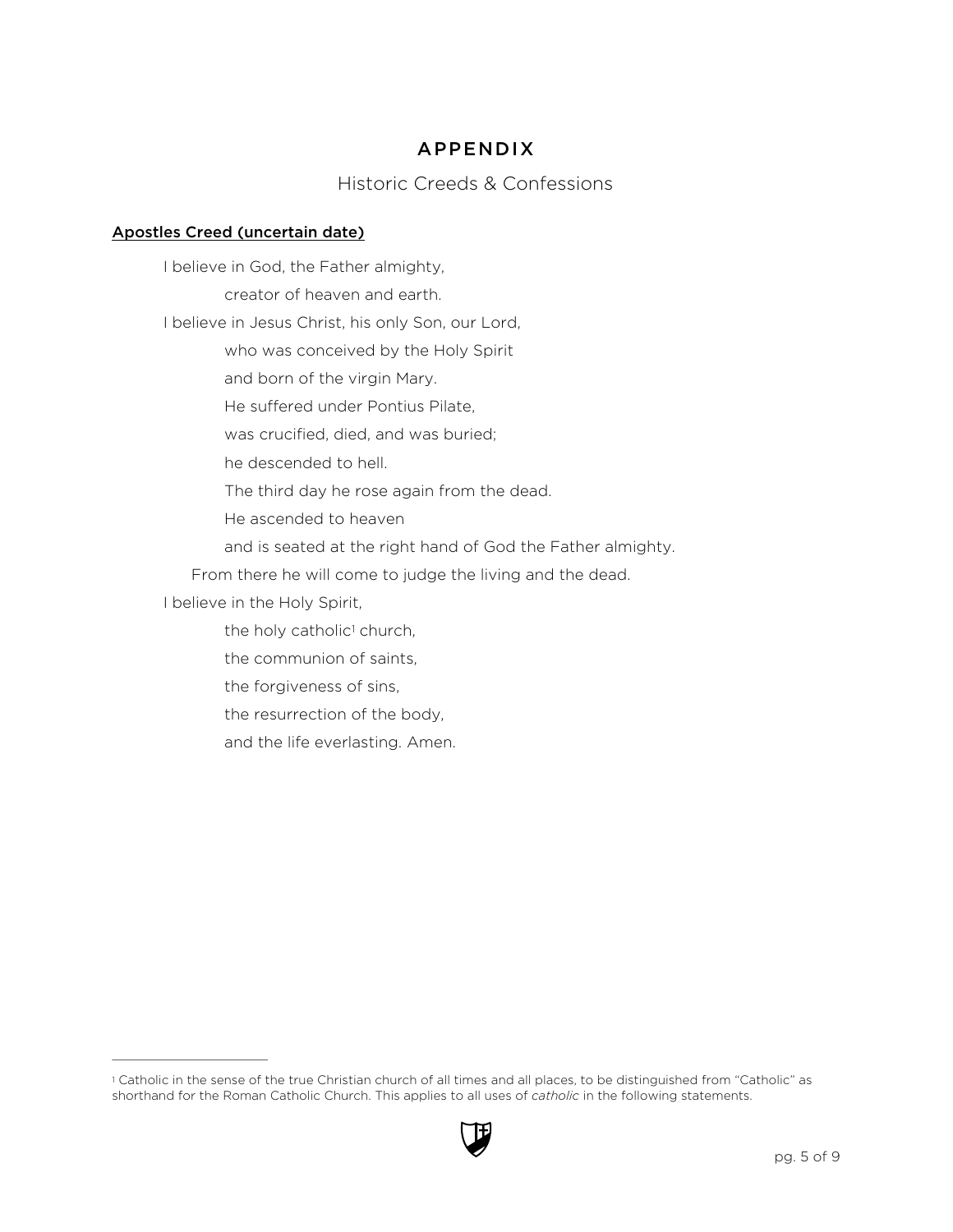# APPENDIX

## Historic Creeds & Confessions

### Apostles Creed (uncertain date)

I believe in God, the Father almighty,
creator of heaven and earth.
I believe in Jesus Christ, his only Son, our Lord,
who was conceived by the Holy Spirit
and born of the virgin Mary.
He suffered under Pontius Pilate,
was crucified, died, and was buried;
he descended to hell.
The third day he rose again from the dead.
He ascended to heaven
and is seated at the right hand of God the Father almighty.
From there he will come to judge the living and the dead.
I believe in the Holy Spirit,
the holy catholic[1] church,
the communion of saints,
the forgiveness of sins,
the resurrection of the body,
and the life everlasting. Amen.

---

[1] Catholic in the sense of the true Christian church of all times and all places, to be distinguished from "Catholic" as shorthand for the Roman Catholic Church. This applies to all uses of *catholic* in the following statements.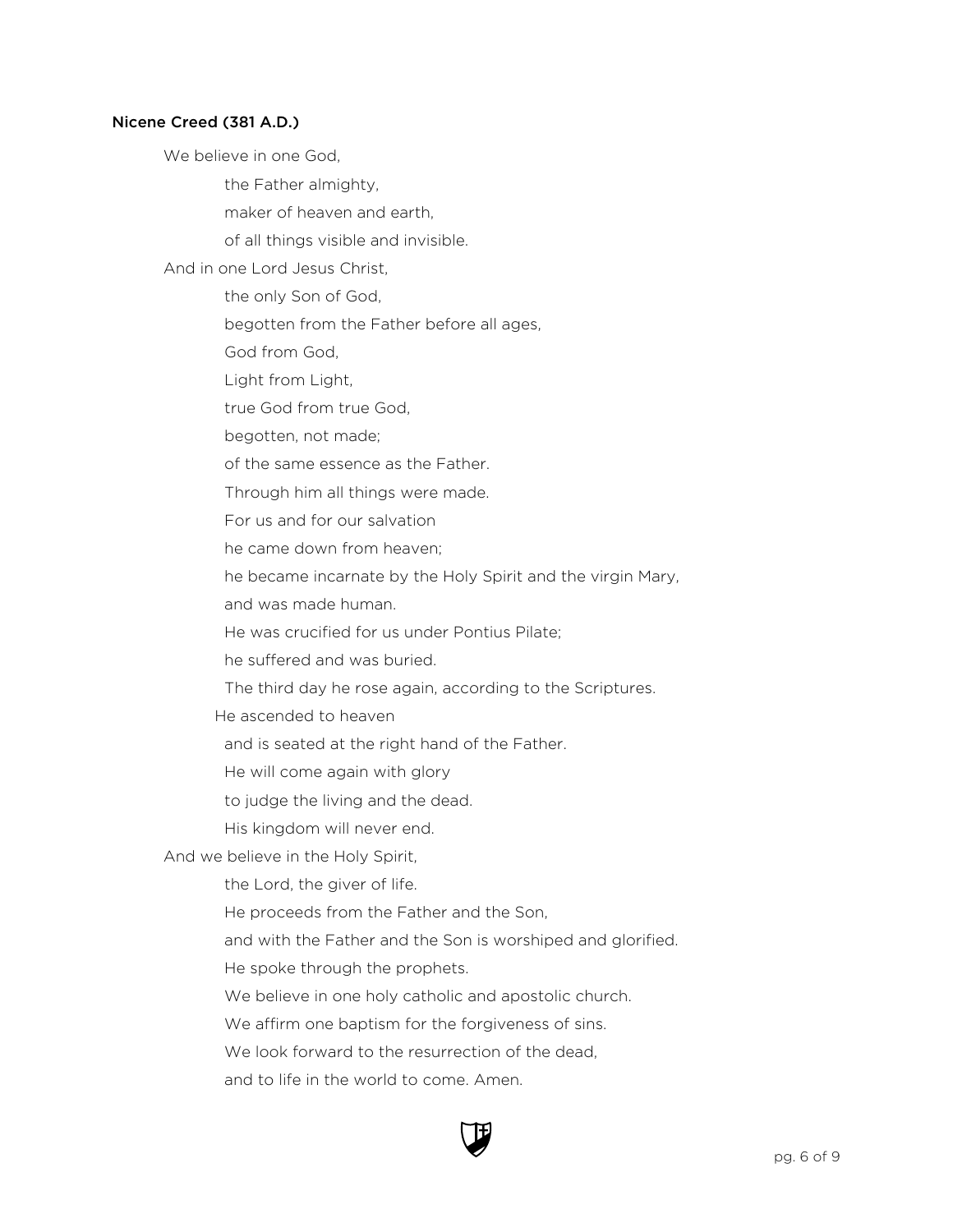**Nicene Creed (381 A.D.)**

We believe in one God,

the Father almighty,

maker of heaven and earth,

of all things visible and invisible.

And in one Lord Jesus Christ,

the only Son of God,

begotten from the Father before all ages,

God from God,

Light from Light,

true God from true God,

begotten, not made;

of the same essence as the Father.

Through him all things were made.

For us and for our salvation

he came down from heaven;

he became incarnate by the Holy Spirit and the virgin Mary,

and was made human.

He was crucified for us under Pontius Pilate;

he suffered and was buried.

The third day he rose again, according to the Scriptures.

He ascended to heaven

and is seated at the right hand of the Father.

He will come again with glory

to judge the living and the dead.

His kingdom will never end.

And we believe in the Holy Spirit,

the Lord, the giver of life.

He proceeds from the Father and the Son,

and with the Father and the Son is worshiped and glorified.

He spoke through the prophets.

We believe in one holy catholic and apostolic church.

We affirm one baptism for the forgiveness of sins.

We look forward to the resurrection of the dead,

and to life in the world to come. Amen.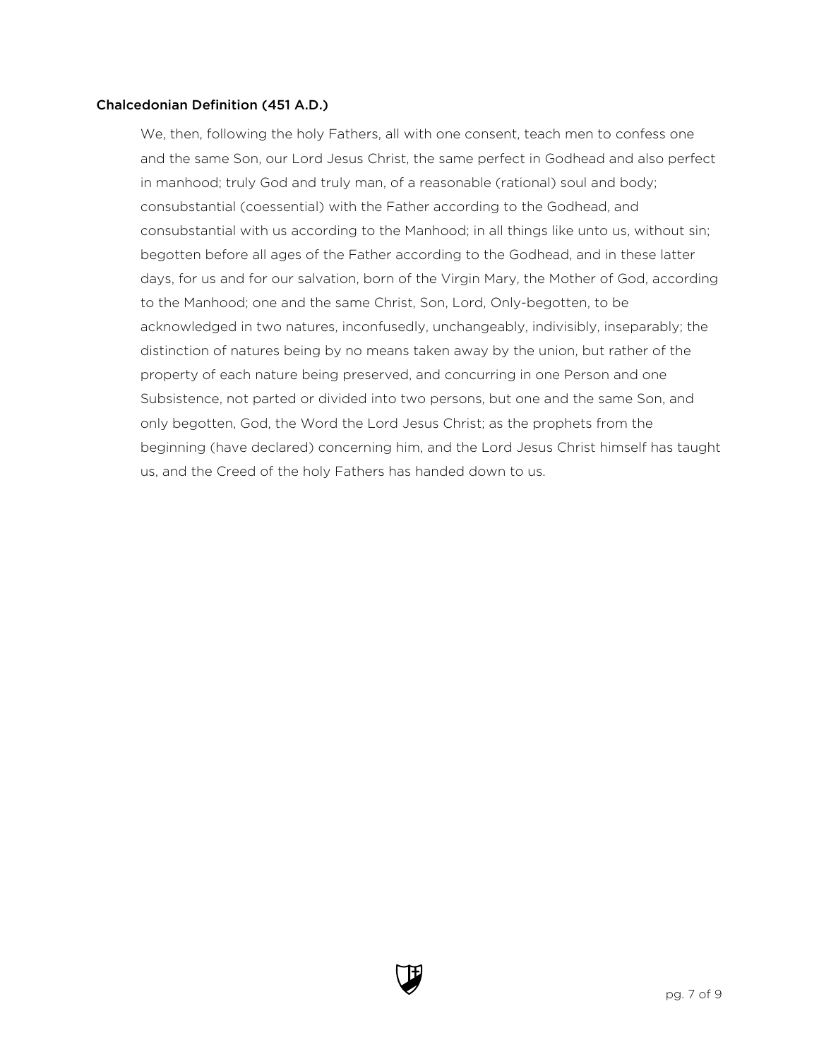**Chalcedonian Definition (451 A.D.)**

We, then, following the holy Fathers, all with one consent, teach men to confess one and the same Son, our Lord Jesus Christ, the same perfect in Godhead and also perfect in manhood; truly God and truly man, of a reasonable (rational) soul and body; consubstantial (coessential) with the Father according to the Godhead, and consubstantial with us according to the Manhood; in all things like unto us, without sin; begotten before all ages of the Father according to the Godhead, and in these latter days, for us and for our salvation, born of the Virgin Mary, the Mother of God, according to the Manhood; one and the same Christ, Son, Lord, Only-begotten, to be acknowledged in two natures, inconfusedly, unchangeably, indivisibly, inseparably; the distinction of natures being by no means taken away by the union, but rather of the property of each nature being preserved, and concurring in one Person and one Subsistence, not parted or divided into two persons, but one and the same Son, and only begotten, God, the Word the Lord Jesus Christ; as the prophets from the beginning (have declared) concerning him, and the Lord Jesus Christ himself has taught us, and the Creed of the holy Fathers has handed down to us.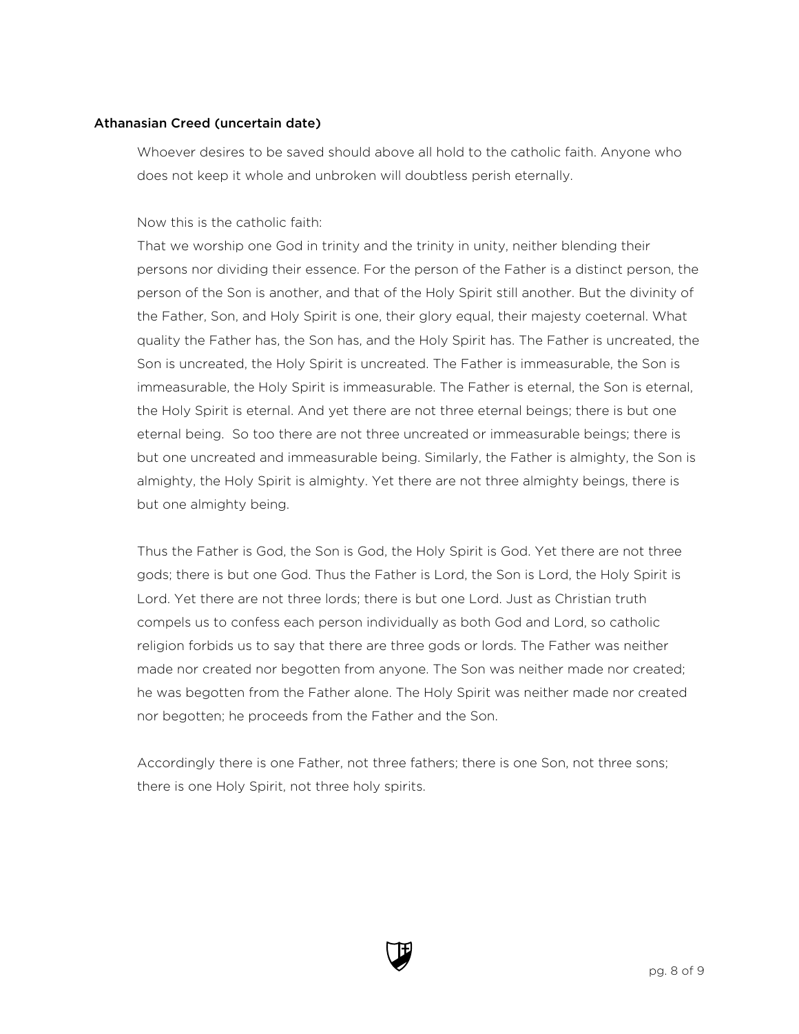**Athanasian Creed (uncertain date)**

Whoever desires to be saved should above all hold to the catholic faith. Anyone who does not keep it whole and unbroken will doubtless perish eternally.

Now this is the catholic faith:
That we worship one God in trinity and the trinity in unity, neither blending their persons nor dividing their essence. For the person of the Father is a distinct person, the person of the Son is another, and that of the Holy Spirit still another. But the divinity of the Father, Son, and Holy Spirit is one, their glory equal, their majesty coeternal. What quality the Father has, the Son has, and the Holy Spirit has. The Father is uncreated, the Son is uncreated, the Holy Spirit is uncreated. The Father is immeasurable, the Son is immeasurable, the Holy Spirit is immeasurable. The Father is eternal, the Son is eternal, the Holy Spirit is eternal. And yet there are not three eternal beings; there is but one eternal being. So too there are not three uncreated or immeasurable beings; there is but one uncreated and immeasurable being. Similarly, the Father is almighty, the Son is almighty, the Holy Spirit is almighty. Yet there are not three almighty beings, there is but one almighty being.

Thus the Father is God, the Son is God, the Holy Spirit is God. Yet there are not three gods; there is but one God. Thus the Father is Lord, the Son is Lord, the Holy Spirit is Lord. Yet there are not three lords; there is but one Lord. Just as Christian truth compels us to confess each person individually as both God and Lord, so catholic religion forbids us to say that there are three gods or lords. The Father was neither made nor created nor begotten from anyone. The Son was neither made nor created; he was begotten from the Father alone. The Holy Spirit was neither made nor created nor begotten; he proceeds from the Father and the Son.

Accordingly there is one Father, not three fathers; there is one Son, not three sons; there is one Holy Spirit, not three holy spirits.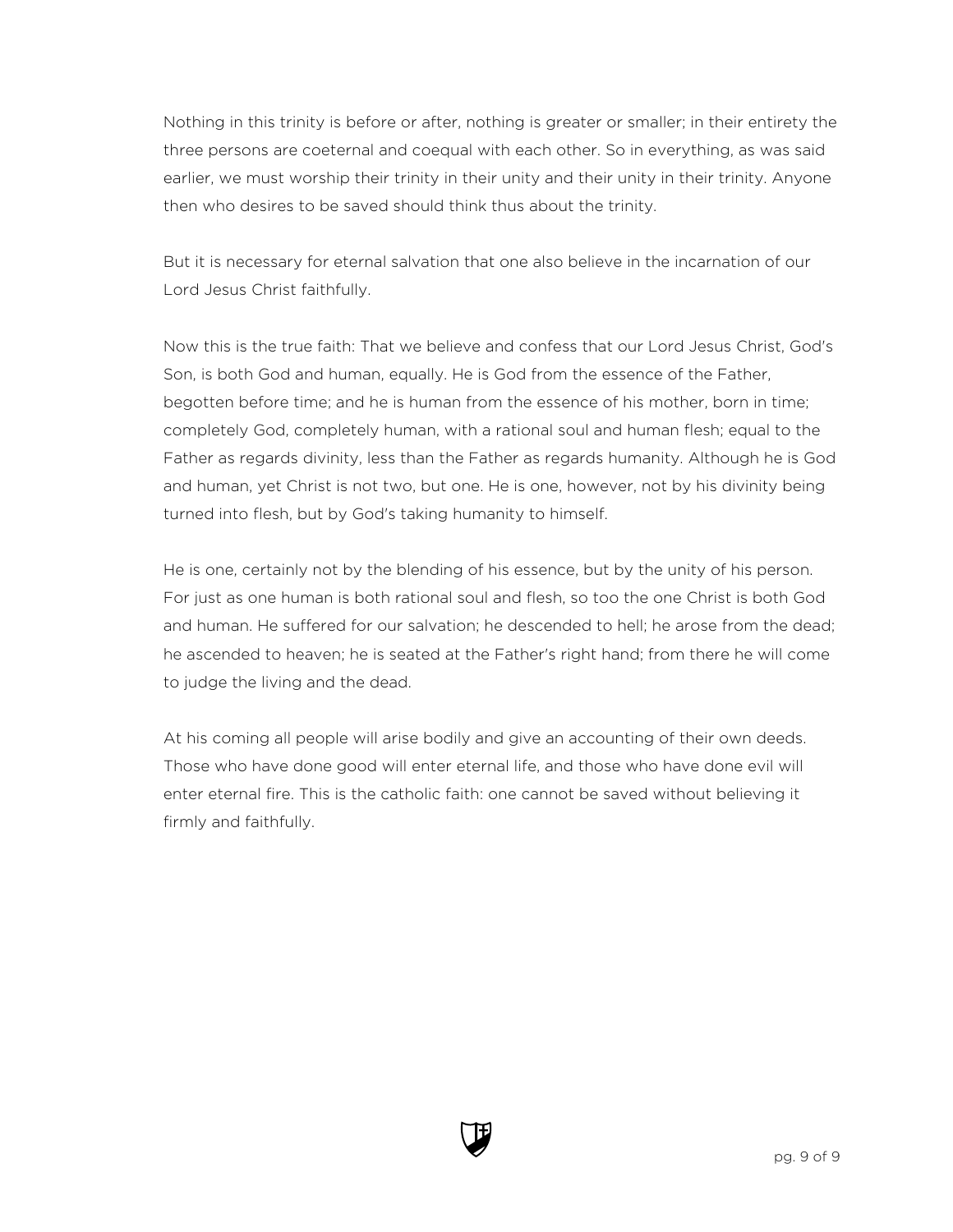Nothing in this trinity is before or after, nothing is greater or smaller; in their entirety the three persons are coeternal and coequal with each other. So in everything, as was said earlier, we must worship their trinity in their unity and their unity in their trinity. Anyone then who desires to be saved should think thus about the trinity.

But it is necessary for eternal salvation that one also believe in the incarnation of our Lord Jesus Christ faithfully.

Now this is the true faith: That we believe and confess that our Lord Jesus Christ, God's Son, is both God and human, equally. He is God from the essence of the Father, begotten before time; and he is human from the essence of his mother, born in time; completely God, completely human, with a rational soul and human flesh; equal to the Father as regards divinity, less than the Father as regards humanity. Although he is God and human, yet Christ is not two, but one. He is one, however, not by his divinity being turned into flesh, but by God's taking humanity to himself.

He is one, certainly not by the blending of his essence, but by the unity of his person. For just as one human is both rational soul and flesh, so too the one Christ is both God and human. He suffered for our salvation; he descended to hell; he arose from the dead; he ascended to heaven; he is seated at the Father's right hand; from there he will come to judge the living and the dead.

At his coming all people will arise bodily and give an accounting of their own deeds. Those who have done good will enter eternal life, and those who have done evil will enter eternal fire. This is the catholic faith: one cannot be saved without believing it firmly and faithfully.